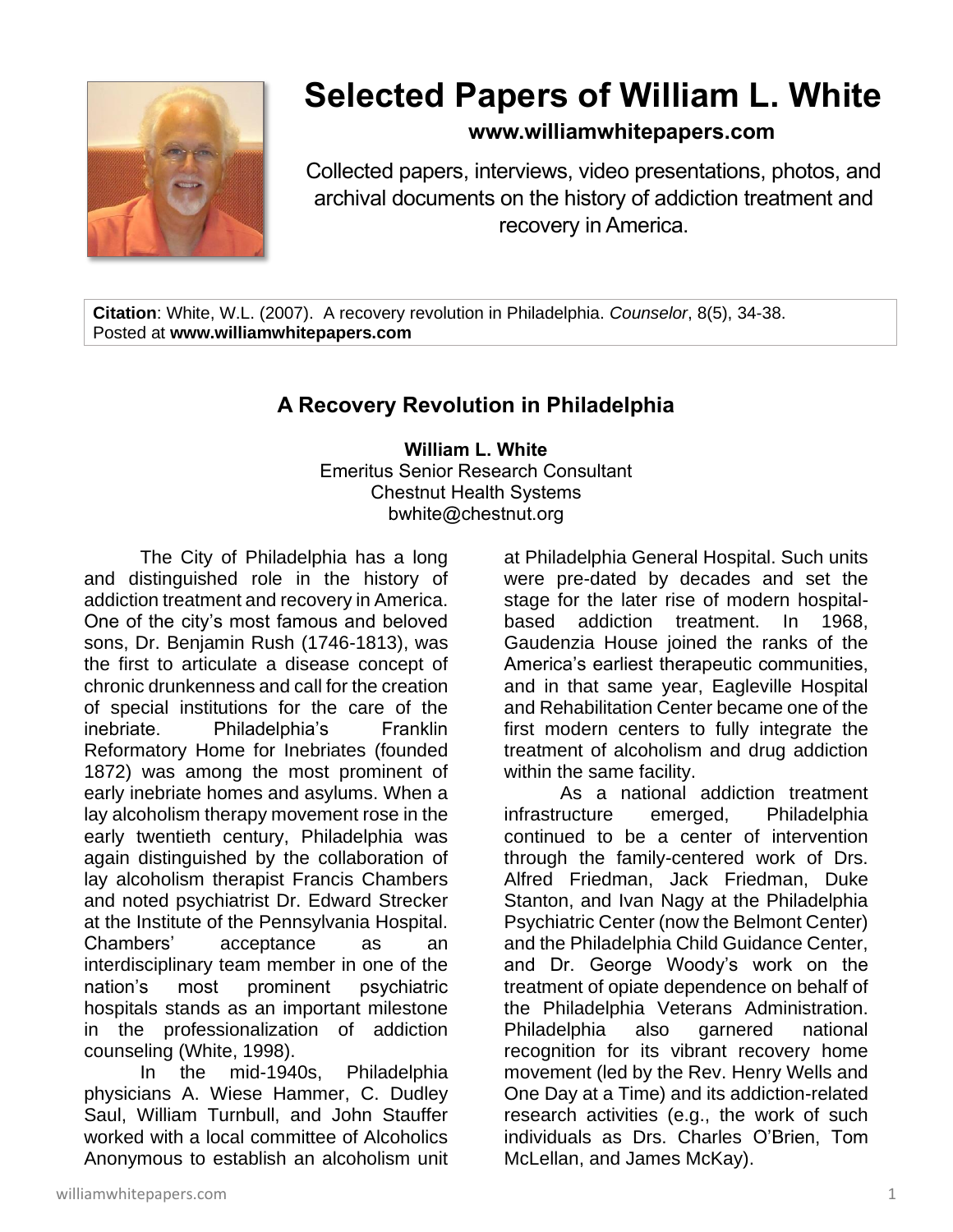# Selected Papers of William L. White

**www.williamwhitepapers.com**

Collected papers, interviews, video presentations, photos, and archival documents on the history of addiction treatment and recovery in America.

**Citation**: White, W.L. (2007). A recovery revolution in Philadelphia. *Counselor*, 8(5), 34-38.
Posted at **www.williamwhitepapers.com**

## A Recovery Revolution in Philadelphia

**William L. White**
Emeritus Senior Research Consultant
Chestnut Health Systems
bwhite@chestnut.org

The City of Philadelphia has a long and distinguished role in the history of addiction treatment and recovery in America. One of the city's most famous and beloved sons, Dr. Benjamin Rush (1746-1813), was the first to articulate a disease concept of chronic drunkenness and call for the creation of special institutions for the care of the inebriate. Philadelphia's Franklin Reformatory Home for Inebriates (founded 1872) was among the most prominent of early inebriate homes and asylums. When a lay alcoholism therapy movement rose in the early twentieth century, Philadelphia was again distinguished by the collaboration of lay alcoholism therapist Francis Chambers and noted psychiatrist Dr. Edward Strecker at the Institute of the Pennsylvania Hospital. Chambers' acceptance as an interdisciplinary team member in one of the nation's most prominent psychiatric hospitals stands as an important milestone in the professionalization of addiction counseling (White, 1998).

In the mid-1940s, Philadelphia physicians A. Wiese Hammer, C. Dudley Saul, William Turnbull, and John Stauffer worked with a local committee of Alcoholics Anonymous to establish an alcoholism unit at Philadelphia General Hospital. Such units were pre-dated by decades and set the stage for the later rise of modern hospital-based addiction treatment. In 1968, Gaudenzia House joined the ranks of the America's earliest therapeutic communities, and in that same year, Eagleville Hospital and Rehabilitation Center became one of the first modern centers to fully integrate the treatment of alcoholism and drug addiction within the same facility.

As a national addiction treatment infrastructure emerged, Philadelphia continued to be a center of intervention through the family-centered work of Drs. Alfred Friedman, Jack Friedman, Duke Stanton, and Ivan Nagy at the Philadelphia Psychiatric Center (now the Belmont Center) and the Philadelphia Child Guidance Center, and Dr. George Woody's work on the treatment of opiate dependence on behalf of the Philadelphia Veterans Administration. Philadelphia also garnered national recognition for its vibrant recovery home movement (led by the Rev. Henry Wells and One Day at a Time) and its addiction-related research activities (e.g., the work of such individuals as Drs. Charles O'Brien, Tom McLellan, and James McKay).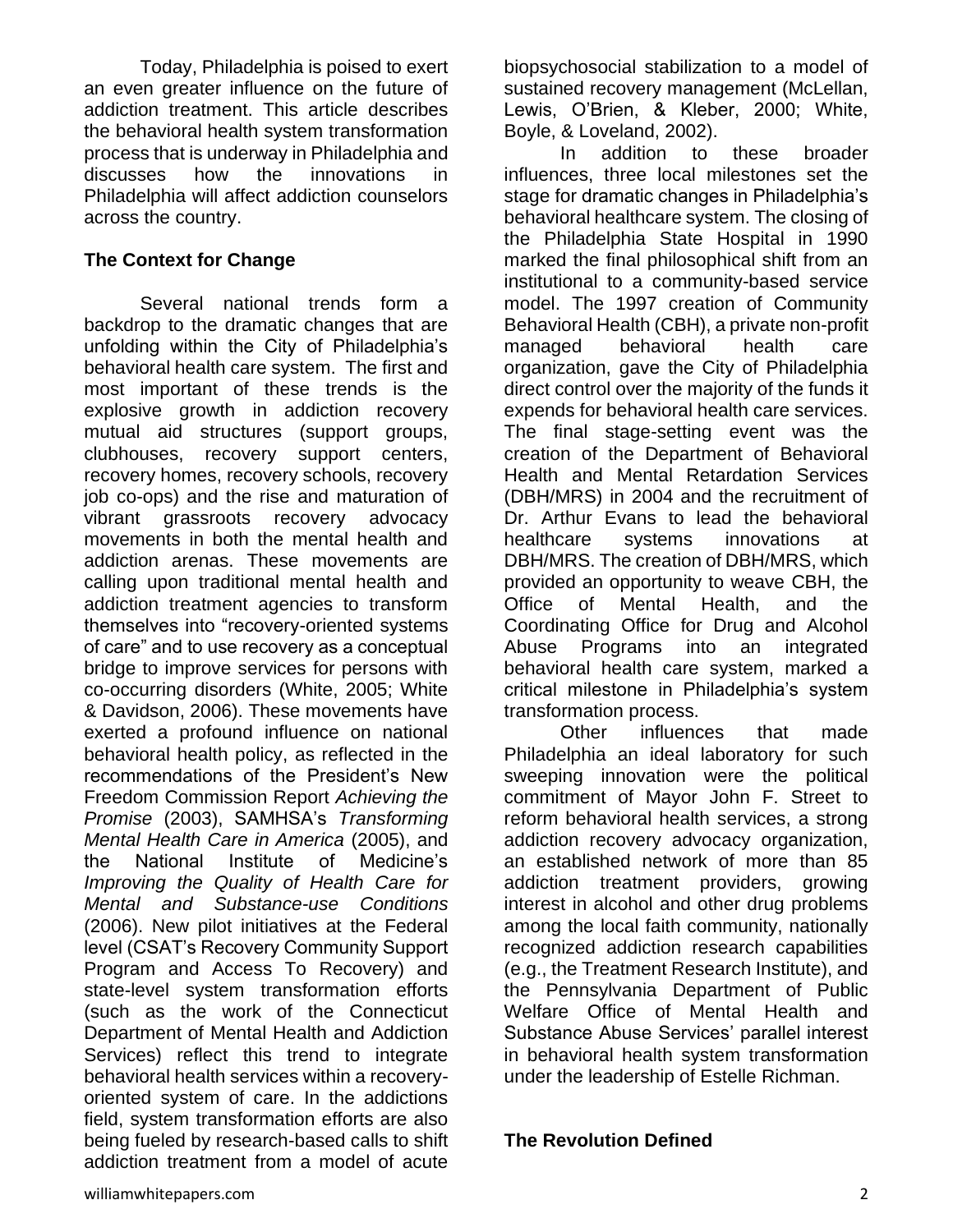Today, Philadelphia is poised to exert an even greater influence on the future of addiction treatment. This article describes the behavioral health system transformation process that is underway in Philadelphia and discusses how the innovations in Philadelphia will affect addiction counselors across the country.

## The Context for Change

Several national trends form a backdrop to the dramatic changes that are unfolding within the City of Philadelphia's behavioral health care system. The first and most important of these trends is the explosive growth in addiction recovery mutual aid structures (support groups, clubhouses, recovery support centers, recovery homes, recovery schools, recovery job co-ops) and the rise and maturation of vibrant grassroots recovery advocacy movements in both the mental health and addiction arenas. These movements are calling upon traditional mental health and addiction treatment agencies to transform themselves into "recovery-oriented systems of care" and to use recovery as a conceptual bridge to improve services for persons with co-occurring disorders (White, 2005; White & Davidson, 2006). These movements have exerted a profound influence on national behavioral health policy, as reflected in the recommendations of the President's New Freedom Commission Report *Achieving the Promise* (2003), SAMHSA's *Transforming Mental Health Care in America* (2005), and the National Institute of Medicine's *Improving the Quality of Health Care for Mental and Substance-use Conditions* (2006). New pilot initiatives at the Federal level (CSAT's Recovery Community Support Program and Access To Recovery) and state-level system transformation efforts (such as the work of the Connecticut Department of Mental Health and Addiction Services) reflect this trend to integrate behavioral health services within a recovery-oriented system of care. In the addictions field, system transformation efforts are also being fueled by research-based calls to shift addiction treatment from a model of acute biopsychosocial stabilization to a model of sustained recovery management (McLellan, Lewis, O'Brien, & Kleber, 2000; White, Boyle, & Loveland, 2002).

In addition to these broader influences, three local milestones set the stage for dramatic changes in Philadelphia's behavioral healthcare system. The closing of the Philadelphia State Hospital in 1990 marked the final philosophical shift from an institutional to a community-based service model. The 1997 creation of Community Behavioral Health (CBH), a private non-profit managed behavioral health care organization, gave the City of Philadelphia direct control over the majority of the funds it expends for behavioral health care services. The final stage-setting event was the creation of the Department of Behavioral Health and Mental Retardation Services (DBH/MRS) in 2004 and the recruitment of Dr. Arthur Evans to lead the behavioral healthcare systems innovations at DBH/MRS. The creation of DBH/MRS, which provided an opportunity to weave CBH, the Office of Mental Health, and the Coordinating Office for Drug and Alcohol Abuse Programs into an integrated behavioral health care system, marked a critical milestone in Philadelphia's system transformation process.

Other influences that made Philadelphia an ideal laboratory for such sweeping innovation were the political commitment of Mayor John F. Street to reform behavioral health services, a strong addiction recovery advocacy organization, an established network of more than 85 addiction treatment providers, growing interest in alcohol and other drug problems among the local faith community, nationally recognized addiction research capabilities (e.g., the Treatment Research Institute), and the Pennsylvania Department of Public Welfare Office of Mental Health and Substance Abuse Services' parallel interest in behavioral health system transformation under the leadership of Estelle Richman.

## The Revolution Defined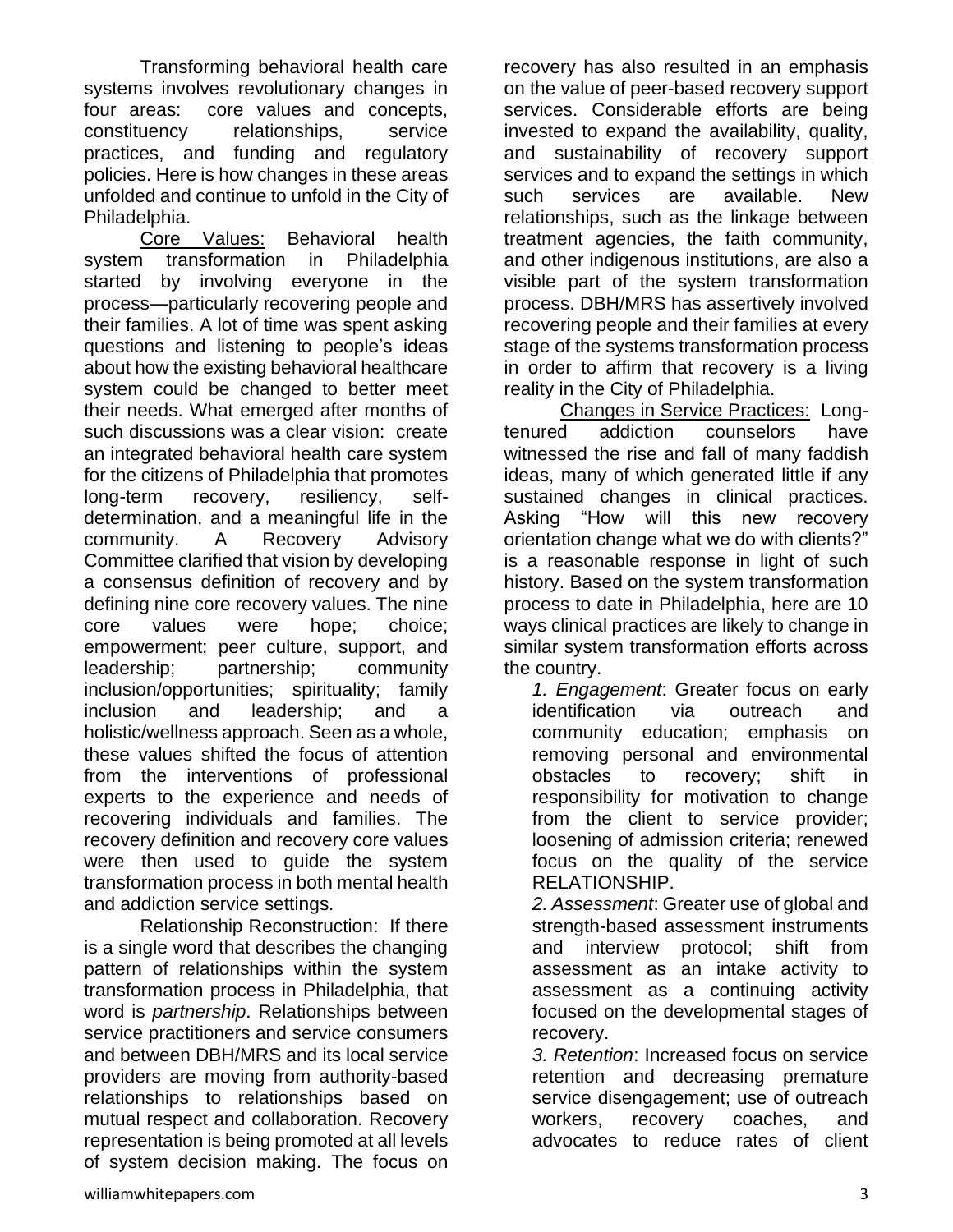Transforming behavioral health care systems involves revolutionary changes in four areas: core values and concepts, constituency relationships, service practices, and funding and regulatory policies. Here is how changes in these areas unfolded and continue to unfold in the City of Philadelphia.

Core Values: Behavioral health system transformation in Philadelphia started by involving everyone in the process—particularly recovering people and their families. A lot of time was spent asking questions and listening to people's ideas about how the existing behavioral healthcare system could be changed to better meet their needs. What emerged after months of such discussions was a clear vision: create an integrated behavioral health care system for the citizens of Philadelphia that promotes long-term recovery, resiliency, self-determination, and a meaningful life in the community. A Recovery Advisory Committee clarified that vision by developing a consensus definition of recovery and by defining nine core recovery values. The nine core values were hope; choice; empowerment; peer culture, support, and leadership; partnership; community inclusion/opportunities; spirituality; family inclusion and leadership; and a holistic/wellness approach. Seen as a whole, these values shifted the focus of attention from the interventions of professional experts to the experience and needs of recovering individuals and families. The recovery definition and recovery core values were then used to guide the system transformation process in both mental health and addiction service settings.

Relationship Reconstruction: If there is a single word that describes the changing pattern of relationships within the system transformation process in Philadelphia, that word is *partnership*. Relationships between service practitioners and service consumers and between DBH/MRS and its local service providers are moving from authority-based relationships to relationships based on mutual respect and collaboration. Recovery representation is being promoted at all levels of system decision making. The focus on recovery has also resulted in an emphasis on the value of peer-based recovery support services. Considerable efforts are being invested to expand the availability, quality, and sustainability of recovery support services and to expand the settings in which such services are available. New relationships, such as the linkage between treatment agencies, the faith community, and other indigenous institutions, are also a visible part of the system transformation process. DBH/MRS has assertively involved recovering people and their families at every stage of the systems transformation process in order to affirm that recovery is a living reality in the City of Philadelphia.

Changes in Service Practices: Long-tenured addiction counselors have witnessed the rise and fall of many faddish ideas, many of which generated little if any sustained changes in clinical practices. Asking "How will this new recovery orientation change what we do with clients?" is a reasonable response in light of such history. Based on the system transformation process to date in Philadelphia, here are 10 ways clinical practices are likely to change in similar system transformation efforts across the country.

*1. Engagement*: Greater focus on early identification via outreach and community education; emphasis on removing personal and environmental obstacles to recovery; shift in responsibility for motivation to change from the client to service provider; loosening of admission criteria; renewed focus on the quality of the service RELATIONSHIP.

*2. Assessment*: Greater use of global and strength-based assessment instruments and interview protocol; shift from assessment as an intake activity to assessment as a continuing activity focused on the developmental stages of recovery.

*3. Retention*: Increased focus on service retention and decreasing premature service disengagement; use of outreach workers, recovery coaches, and advocates to reduce rates of client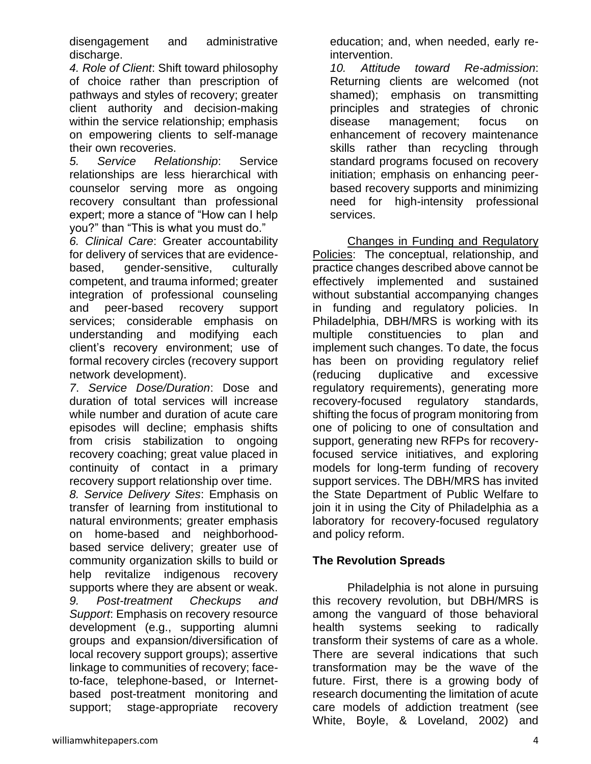disengagement and administrative discharge.

*4. Role of Client*: Shift toward philosophy of choice rather than prescription of pathways and styles of recovery; greater client authority and decision-making within the service relationship; emphasis on empowering clients to self-manage their own recoveries.

*5. Service Relationship*: Service relationships are less hierarchical with counselor serving more as ongoing recovery consultant than professional expert; more a stance of "How can I help you?" than "This is what you must do."

*6. Clinical Care*: Greater accountability for delivery of services that are evidence-based, gender-sensitive, culturally competent, and trauma informed; greater integration of professional counseling and peer-based recovery support services; considerable emphasis on understanding and modifying each client's recovery environment; use of formal recovery circles (recovery support network development).

*7. Service Dose/Duration*: Dose and duration of total services will increase while number and duration of acute care episodes will decline; emphasis shifts from crisis stabilization to ongoing recovery coaching; great value placed in continuity of contact in a primary recovery support relationship over time.

*8. Service Delivery Sites*: Emphasis on transfer of learning from institutional to natural environments; greater emphasis on home-based and neighborhood-based service delivery; greater use of community organization skills to build or help revitalize indigenous recovery supports where they are absent or weak.

*9. Post-treatment Checkups and Support*: Emphasis on recovery resource development (e.g., supporting alumni groups and expansion/diversification of local recovery support groups); assertive linkage to communities of recovery; face-to-face, telephone-based, or Internet-based post-treatment monitoring and support; stage-appropriate recovery education; and, when needed, early re-intervention.

*10. Attitude toward Re-admission*: Returning clients are welcomed (not shamed); emphasis on transmitting principles and strategies of chronic disease management; focus on enhancement of recovery maintenance skills rather than recycling through standard programs focused on recovery initiation; emphasis on enhancing peer-based recovery supports and minimizing need for high-intensity professional services.

Changes in Funding and Regulatory Policies: The conceptual, relationship, and practice changes described above cannot be effectively implemented and sustained without substantial accompanying changes in funding and regulatory policies. In Philadelphia, DBH/MRS is working with its multiple constituencies to plan and implement such changes. To date, the focus has been on providing regulatory relief (reducing duplicative and excessive regulatory requirements), generating more recovery-focused regulatory standards, shifting the focus of program monitoring from one of policing to one of consultation and support, generating new RFPs for recovery-focused service initiatives, and exploring models for long-term funding of recovery support services. The DBH/MRS has invited the State Department of Public Welfare to join it in using the City of Philadelphia as a laboratory for recovery-focused regulatory and policy reform.

## The Revolution Spreads

Philadelphia is not alone in pursuing this recovery revolution, but DBH/MRS is among the vanguard of those behavioral health systems seeking to radically transform their systems of care as a whole. There are several indications that such transformation may be the wave of the future. First, there is a growing body of research documenting the limitation of acute care models of addiction treatment (see White, Boyle, & Loveland, 2002) and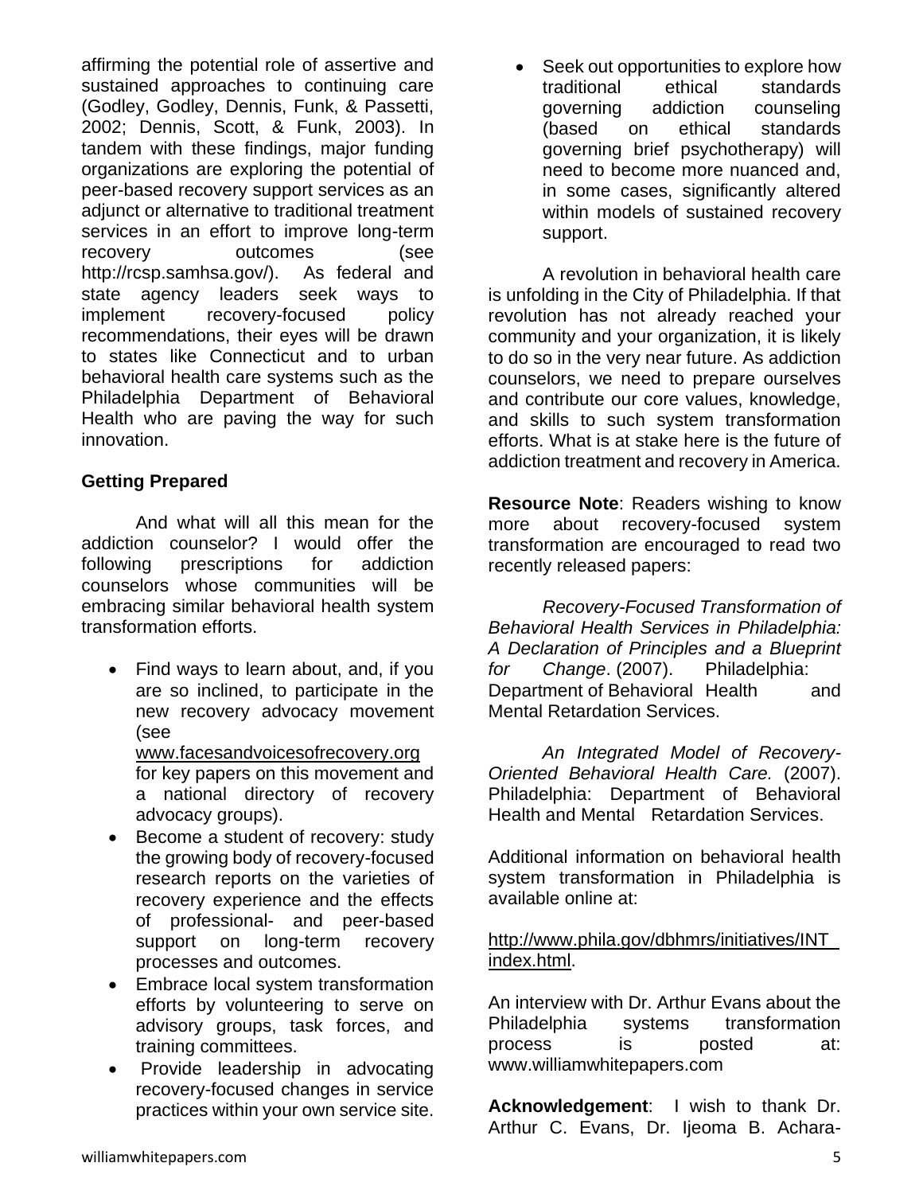affirming the potential role of assertive and sustained approaches to continuing care (Godley, Godley, Dennis, Funk, & Passetti, 2002; Dennis, Scott, & Funk, 2003). In tandem with these findings, major funding organizations are exploring the potential of peer-based recovery support services as an adjunct or alternative to traditional treatment services in an effort to improve long-term recovery outcomes (see http://rcsp.samhsa.gov/). As federal and state agency leaders seek ways to implement recovery-focused policy recommendations, their eyes will be drawn to states like Connecticut and to urban behavioral health care systems such as the Philadelphia Department of Behavioral Health who are paving the way for such innovation.

**Getting Prepared**

And what will all this mean for the addiction counselor? I would offer the following prescriptions for addiction counselors whose communities will be embracing similar behavioral health system transformation efforts.

- Find ways to learn about, and, if you are so inclined, to participate in the new recovery advocacy movement (see www.facesandvoicesofrecovery.org for key papers on this movement and a national directory of recovery advocacy groups).
- Become a student of recovery: study the growing body of recovery-focused research reports on the varieties of recovery experience and the effects of professional- and peer-based support on long-term recovery processes and outcomes.
- Embrace local system transformation efforts by volunteering to serve on advisory groups, task forces, and training committees.
- Provide leadership in advocating recovery-focused changes in service practices within your own service site.
- Seek out opportunities to explore how traditional ethical standards governing addiction counseling (based on ethical standards governing brief psychotherapy) will need to become more nuanced and, in some cases, significantly altered within models of sustained recovery support.

A revolution in behavioral health care is unfolding in the City of Philadelphia. If that revolution has not already reached your community and your organization, it is likely to do so in the very near future. As addiction counselors, we need to prepare ourselves and contribute our core values, knowledge, and skills to such system transformation efforts. What is at stake here is the future of addiction treatment and recovery in America.

**Resource Note**: Readers wishing to know more about recovery-focused system transformation are encouraged to read two recently released papers:

*Recovery-Focused Transformation of Behavioral Health Services in Philadelphia: A Declaration of Principles and a Blueprint for Change*. (2007). Philadelphia: Department of Behavioral Health and Mental Retardation Services.

*An Integrated Model of Recovery-Oriented Behavioral Health Care.* (2007). Philadelphia: Department of Behavioral Health and Mental Retardation Services.

Additional information on behavioral health system transformation in Philadelphia is available online at:

http://www.phila.gov/dbhmrs/initiatives/INT_index.html.

An interview with Dr. Arthur Evans about the Philadelphia systems transformation process is posted at: www.williamwhitepapers.com

**Acknowledgement**: I wish to thank Dr. Arthur C. Evans, Dr. Ijeoma B. Achara-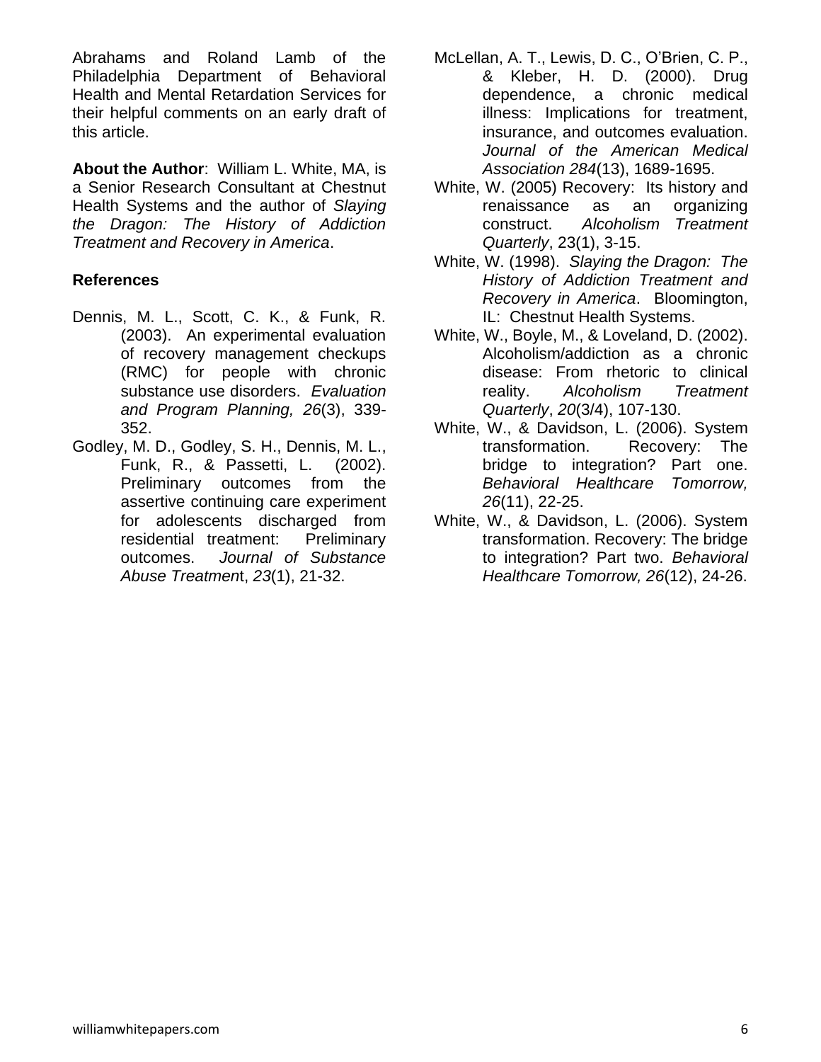Abrahams and Roland Lamb of the Philadelphia Department of Behavioral Health and Mental Retardation Services for their helpful comments on an early draft of this article.

**About the Author**: William L. White, MA, is a Senior Research Consultant at Chestnut Health Systems and the author of *Slaying the Dragon: The History of Addiction Treatment and Recovery in America*.

**References**

Dennis, M. L., Scott, C. K., & Funk, R. (2003). An experimental evaluation of recovery management checkups (RMC) for people with chronic substance use disorders. *Evaluation and Program Planning, 26*(3), 339-352.

Godley, M. D., Godley, S. H., Dennis, M. L., Funk, R., & Passetti, L. (2002). Preliminary outcomes from the assertive continuing care experiment for adolescents discharged from residential treatment: Preliminary outcomes. *Journal of Substance Abuse Treatment*, *23*(1), 21-32.

McLellan, A. T., Lewis, D. C., O'Brien, C. P., & Kleber, H. D. (2000). Drug dependence, a chronic medical illness: Implications for treatment, insurance, and outcomes evaluation. *Journal of the American Medical Association 284*(13), 1689-1695.

White, W. (2005) Recovery: Its history and renaissance as an organizing construct. *Alcoholism Treatment Quarterly*, 23(1), 3-15.

White, W. (1998). *Slaying the Dragon: The History of Addiction Treatment and Recovery in America*. Bloomington, IL: Chestnut Health Systems.

White, W., Boyle, M., & Loveland, D. (2002). Alcoholism/addiction as a chronic disease: From rhetoric to clinical reality. *Alcoholism Treatment Quarterly*, *20*(3/4), 107-130.

White, W., & Davidson, L. (2006). System transformation. Recovery: The bridge to integration? Part one. *Behavioral Healthcare Tomorrow, 26*(11), 22-25.

White, W., & Davidson, L. (2006). System transformation. Recovery: The bridge to integration? Part two. *Behavioral Healthcare Tomorrow, 26*(12), 24-26.